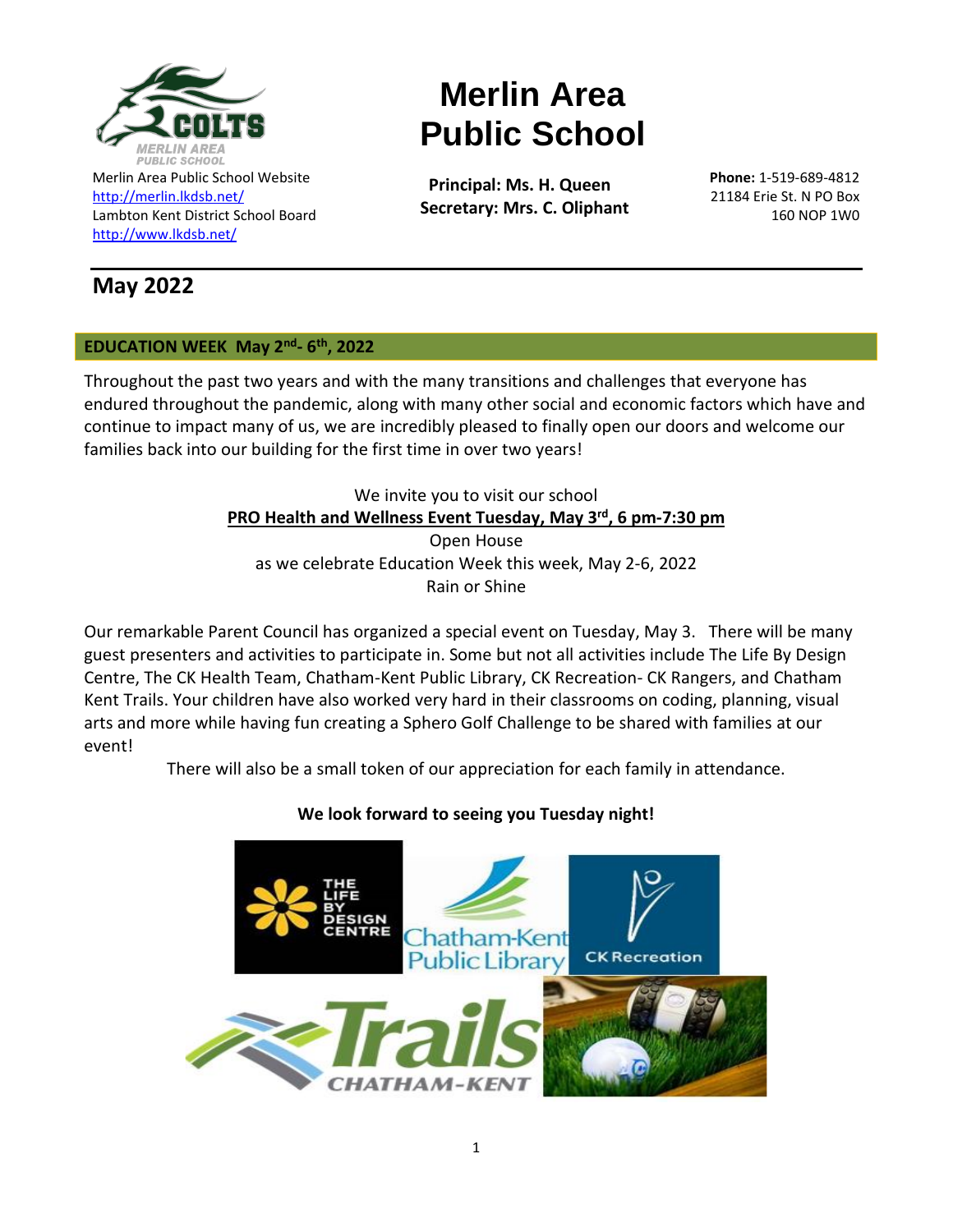# Merlin Area Public School

Merlin Area Public School Website
http://merlin.lkdsb.net/
Lambton Kent District School Board
http://www.lkdsb.net/

**Principal: Ms. H. Queen**
**Secretary: Mrs. C. Oliphant**

**Phone:** 1-519-689-4812
21184 Erie St. N PO Box
160 N0P 1W0

## May 2022

### EDUCATION WEEK May 2nd- 6th, 2022

Throughout the past two years and with the many transitions and challenges that everyone has endured throughout the pandemic, along with many other social and economic factors which have and continue to impact many of us, we are incredibly pleased to finally open our doors and welcome our families back into our building for the first time in over two years!

We invite you to visit our school
**PRO Health and Wellness Event Tuesday, May 3rd, 6 pm-7:30 pm**
Open House
as we celebrate Education Week this week, May 2-6, 2022
Rain or Shine

Our remarkable Parent Council has organized a special event on Tuesday, May 3. There will be many guest presenters and activities to participate in. Some but not all activities include The Life By Design Centre, The CK Health Team, Chatham-Kent Public Library, CK Recreation- CK Rangers, and Chatham Kent Trails. Your children have also worked very hard in their classrooms on coding, planning, visual arts and more while having fun creating a Sphero Golf Challenge to be shared with families at our event!

There will also be a small token of our appreciation for each family in attendance.

**We look forward to seeing you Tuesday night!**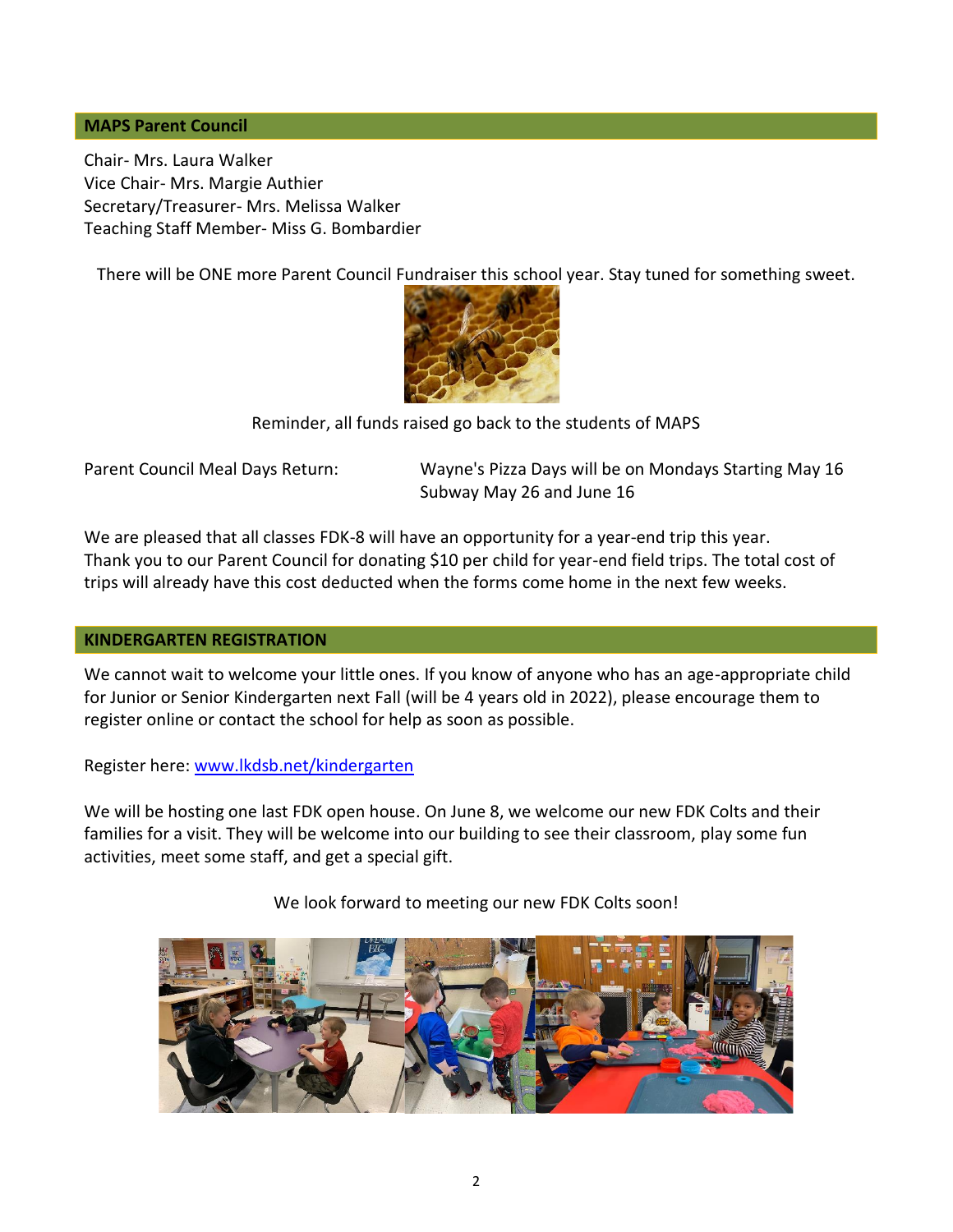## MAPS Parent Council

Chair- Mrs. Laura Walker
Vice Chair- Mrs. Margie Authier
Secretary/Treasurer- Mrs. Melissa Walker
Teaching Staff Member- Miss G. Bombardier

There will be ONE more Parent Council Fundraiser this school year. Stay tuned for something sweet.

Reminder, all funds raised go back to the students of MAPS

Parent Council Meal Days Return: Wayne's Pizza Days will be on Mondays Starting May 16
Subway May 26 and June 16

We are pleased that all classes FDK-8 will have an opportunity for a year-end trip this year. Thank you to our Parent Council for donating $10 per child for year-end field trips. The total cost of trips will already have this cost deducted when the forms come home in the next few weeks.

## KINDERGARTEN REGISTRATION

We cannot wait to welcome your little ones. If you know of anyone who has an age-appropriate child for Junior or Senior Kindergarten next Fall (will be 4 years old in 2022), please encourage them to register online or contact the school for help as soon as possible.

Register here: [www.lkdsb.net/kindergarten](www.lkdsb.net/kindergarten)

We will be hosting one last FDK open house. On June 8, we welcome our new FDK Colts and their families for a visit. They will be welcome into our building to see their classroom, play some fun activities, meet some staff, and get a special gift.

We look forward to meeting our new FDK Colts soon!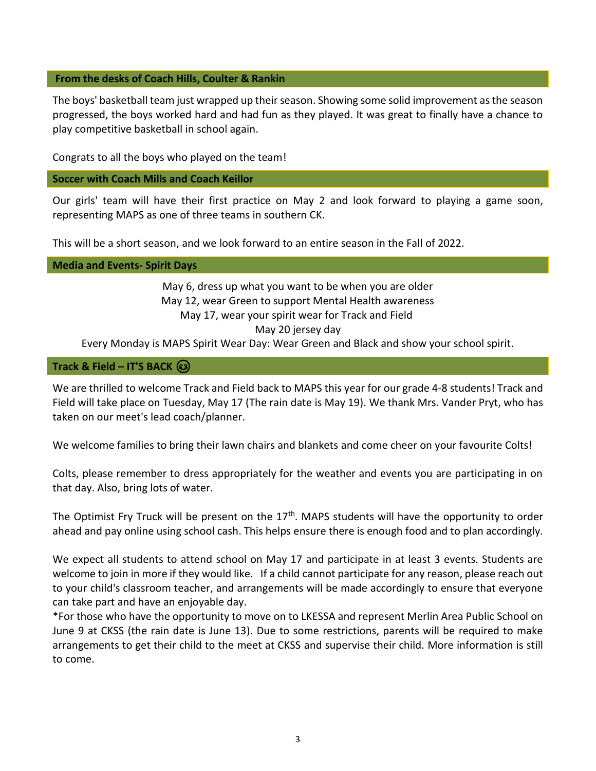## From the desks of Coach Hills, Coulter & Rankin

The boys' basketball team just wrapped up their season. Showing some solid improvement as the season progressed, the boys worked hard and had fun as they played. It was great to finally have a chance to play competitive basketball in school again.

Congrats to all the boys who played on the team!

## Soccer with Coach Mills and Coach Keillor

Our girls' team will have their first practice on May 2 and look forward to playing a game soon, representing MAPS as one of three teams in southern CK.

This will be a short season, and we look forward to an entire season in the Fall of 2022.

## Media and Events- Spirit Days

May 6, dress up what you want to be when you are older
May 12, wear Green to support Mental Health awareness
May 17, wear your spirit wear for Track and Field
May 20 jersey day
Every Monday is MAPS Spirit Wear Day: Wear Green and Black and show your school spirit.

## Track & Field – IT'S BACK 😉

We are thrilled to welcome Track and Field back to MAPS this year for our grade 4-8 students! Track and Field will take place on Tuesday, May 17 (The rain date is May 19). We thank Mrs. Vander Pryt, who has taken on our meet's lead coach/planner.

We welcome families to bring their lawn chairs and blankets and come cheer on your favourite Colts!

Colts, please remember to dress appropriately for the weather and events you are participating in on that day. Also, bring lots of water.

The Optimist Fry Truck will be present on the 17th. MAPS students will have the opportunity to order ahead and pay online using school cash. This helps ensure there is enough food and to plan accordingly.

We expect all students to attend school on May 17 and participate in at least 3 events. Students are welcome to join in more if they would like. If a child cannot participate for any reason, please reach out to your child's classroom teacher, and arrangements will be made accordingly to ensure that everyone can take part and have an enjoyable day.

*For those who have the opportunity to move on to LKESSA and represent Merlin Area Public School on June 9 at CKSS (the rain date is June 13). Due to some restrictions, parents will be required to make arrangements to get their child to the meet at CKSS and supervise their child. More information is still to come.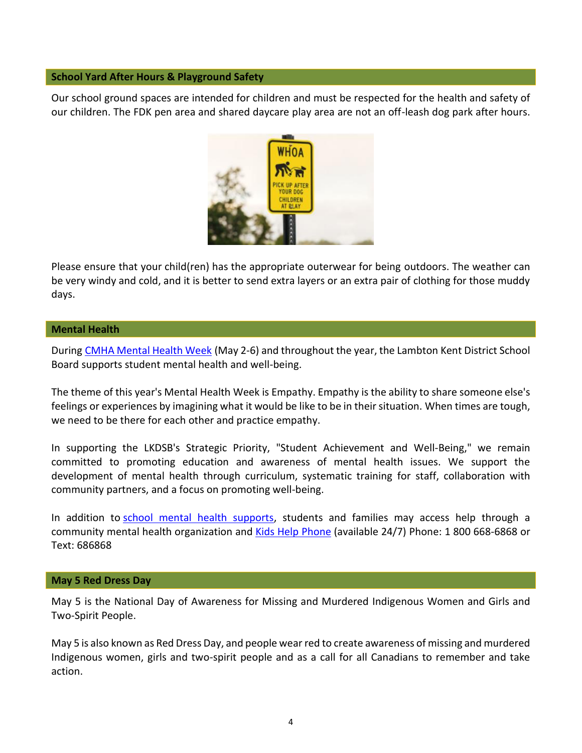## School Yard After Hours & Playground Safety

Our school ground spaces are intended for children and must be respected for the health and safety of our children. The FDK pen area and shared daycare play area are not an off-leash dog park after hours.

Please ensure that your child(ren) has the appropriate outerwear for being outdoors. The weather can be very windy and cold, and it is better to send extra layers or an extra pair of clothing for those muddy days.

## Mental Health

During CMHA Mental Health Week (May 2-6) and throughout the year, the Lambton Kent District School Board supports student mental health and well-being.

The theme of this year's Mental Health Week is Empathy. Empathy is the ability to share someone else's feelings or experiences by imagining what it would be like to be in their situation. When times are tough, we need to be there for each other and practice empathy.

In supporting the LKDSB's Strategic Priority, "Student Achievement and Well-Being," we remain committed to promoting education and awareness of mental health issues. We support the development of mental health through curriculum, systematic training for staff, collaboration with community partners, and a focus on promoting well-being.

In addition to school mental health supports, students and families may access help through a community mental health organization and Kids Help Phone (available 24/7) Phone: 1 800 668-6868 or Text: 686868

## May 5 Red Dress Day

May 5 is the National Day of Awareness for Missing and Murdered Indigenous Women and Girls and Two-Spirit People.

May 5 is also known as Red Dress Day, and people wear red to create awareness of missing and murdered Indigenous women, girls and two-spirit people and as a call for all Canadians to remember and take action.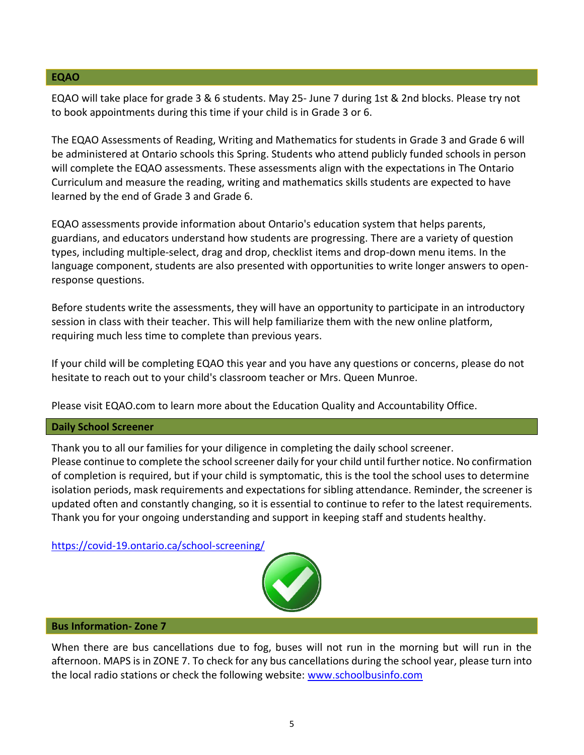## EQAO

EQAO will take place for grade 3 & 6 students. May 25- June 7 during 1st & 2nd blocks. Please try not to book appointments during this time if your child is in Grade 3 or 6.

The EQAO Assessments of Reading, Writing and Mathematics for students in Grade 3 and Grade 6 will be administered at Ontario schools this Spring. Students who attend publicly funded schools in person will complete the EQAO assessments. These assessments align with the expectations in The Ontario Curriculum and measure the reading, writing and mathematics skills students are expected to have learned by the end of Grade 3 and Grade 6.

EQAO assessments provide information about Ontario's education system that helps parents, guardians, and educators understand how students are progressing. There are a variety of question types, including multiple-select, drag and drop, checklist items and drop-down menu items. In the language component, students are also presented with opportunities to write longer answers to open-response questions.

Before students write the assessments, they will have an opportunity to participate in an introductory session in class with their teacher. This will help familiarize them with the new online platform, requiring much less time to complete than previous years.

If your child will be completing EQAO this year and you have any questions or concerns, please do not hesitate to reach out to your child's classroom teacher or Mrs. Queen Munroe.

Please visit EQAO.com to learn more about the Education Quality and Accountability Office.

## Daily School Screener

Thank you to all our families for your diligence in completing the daily school screener.
Please continue to complete the school screener daily for your child until further notice. No confirmation of completion is required, but if your child is symptomatic, this is the tool the school uses to determine isolation periods, mask requirements and expectations for sibling attendance. Reminder, the screener is updated often and constantly changing, so it is essential to continue to refer to the latest requirements. Thank you for your ongoing understanding and support in keeping staff and students healthy.

https://covid-19.ontario.ca/school-screening/

## Bus Information- Zone 7

When there are bus cancellations due to fog, buses will not run in the morning but will run in the afternoon. MAPS is in ZONE 7. To check for any bus cancellations during the school year, please turn into the local radio stations or check the following website: www.schoolbusinfo.com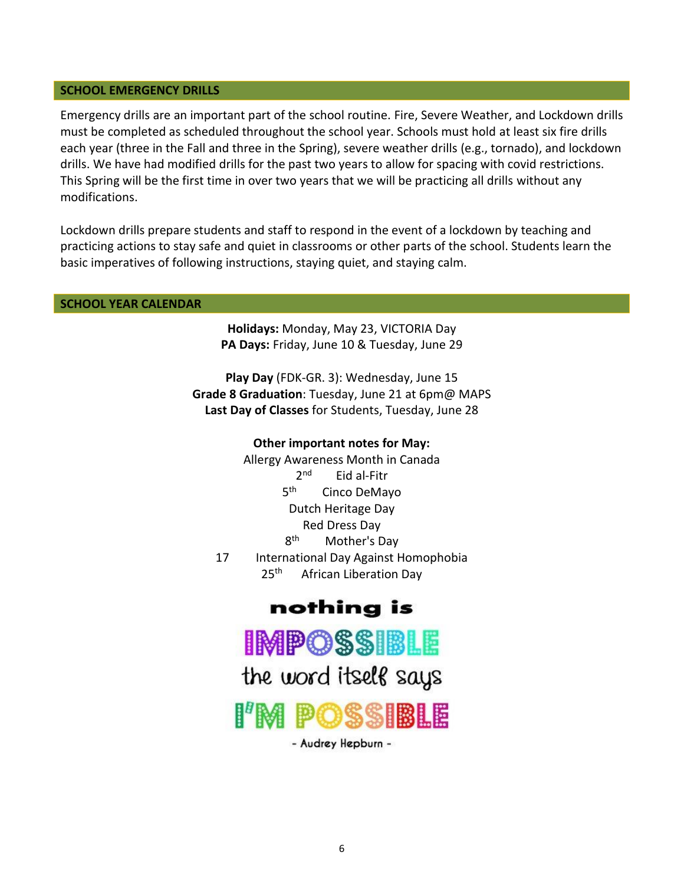## SCHOOL EMERGENCY DRILLS

Emergency drills are an important part of the school routine. Fire, Severe Weather, and Lockdown drills must be completed as scheduled throughout the school year. Schools must hold at least six fire drills each year (three in the Fall and three in the Spring), severe weather drills (e.g., tornado), and lockdown drills. We have had modified drills for the past two years to allow for spacing with covid restrictions. This Spring will be the first time in over two years that we will be practicing all drills without any modifications.

Lockdown drills prepare students and staff to respond in the event of a lockdown by teaching and practicing actions to stay safe and quiet in classrooms or other parts of the school. Students learn the basic imperatives of following instructions, staying quiet, and staying calm.

## SCHOOL YEAR CALENDAR

**Holidays:** Monday, May 23, VICTORIA Day
**PA Days:** Friday, June 10 & Tuesday, June 29

**Play Day** (FDK-GR. 3): Wednesday, June 15
**Grade 8 Graduation**: Tuesday, June 21 at 6pm@ MAPS
**Last Day of Classes** for Students, Tuesday, June 28

**Other important notes for May:**

Allergy Awareness Month in Canada
2nd Eid al-Fitr
5th Cinco DeMayo
Dutch Heritage Day
Red Dress Day
8th Mother's Day
17 International Day Against Homophobia
25th African Liberation Day

nothing is IMPOSSIBLE the word itself says I'M POSSIBLE

- Audrey Hepburn -